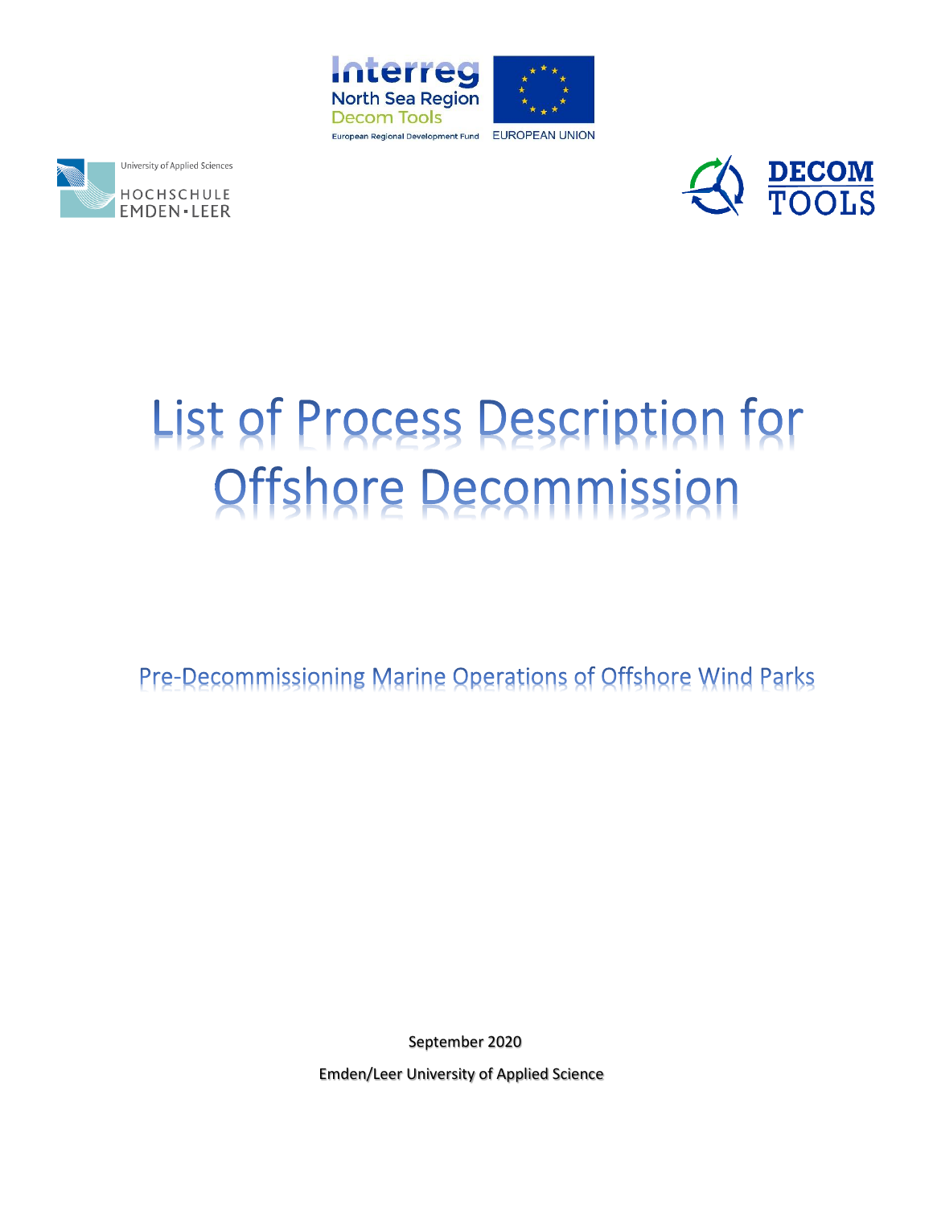Interreg
North Sea Region
Decom Tools
European Regional Development Fund

EUROPEAN UNION

University of Applied Sciences
HOCHSCHULE
EMDEN • LEER

DECOM TOOLS

# List of Process Description for Offshore Decommission

## Pre-Decommissioning Marine Operations of Offshore Wind Parks

September 2020

Emden/Leer University of Applied Science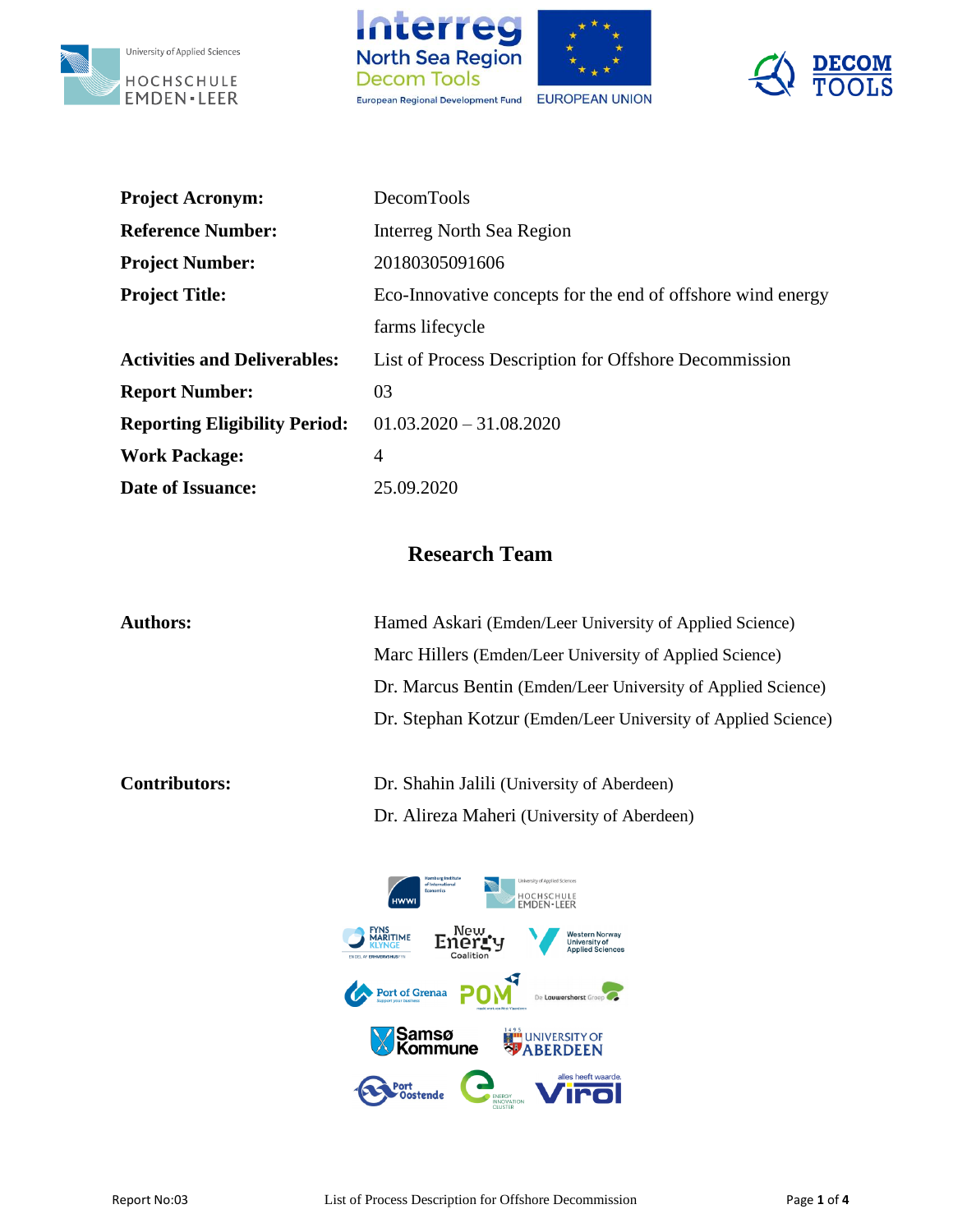| | |
|---|---|
| **Project Acronym:** | DecomTools |
| **Reference Number:** | Interreg North Sea Region |
| **Project Number:** | 20180305091606 |
| **Project Title:** | Eco-Innovative concepts for the end of offshore wind energy farms lifecycle |
| **Activities and Deliverables:** | List of Process Description for Offshore Decommission |
| **Report Number:** | 03 |
| **Reporting Eligibility Period:** | 01.03.2020 – 31.08.2020 |
| **Work Package:** | 4 |
| **Date of Issuance:** | 25.09.2020 |

## Research Team

| | |
|---|---|
| **Authors:** | Hamed Askari (Emden/Leer University of Applied Science) |
| | Marc Hillers (Emden/Leer University of Applied Science) |
| | Dr. Marcus Bentin (Emden/Leer University of Applied Science) |
| | Dr. Stephan Kotzur (Emden/Leer University of Applied Science) |
| **Contributors:** | Dr. Shahin Jalili (University of Aberdeen) |
| | Dr. Alireza Maheri (University of Aberdeen) |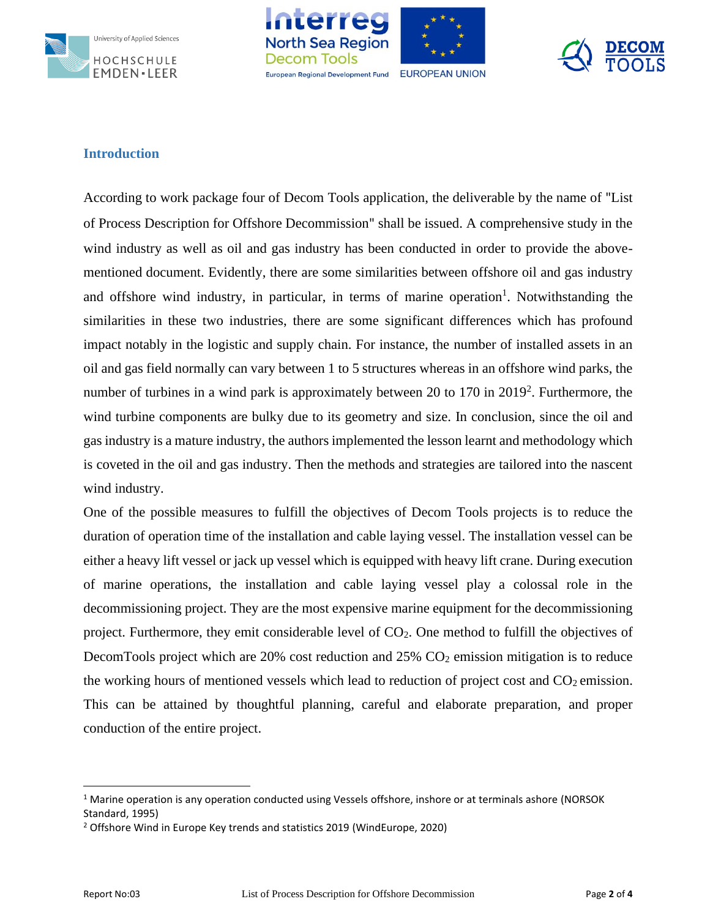## Introduction

According to work package four of Decom Tools application, the deliverable by the name of "List of Process Description for Offshore Decommission" shall be issued. A comprehensive study in the wind industry as well as oil and gas industry has been conducted in order to provide the above-mentioned document. Evidently, there are some similarities between offshore oil and gas industry and offshore wind industry, in particular, in terms of marine operation[1]. Notwithstanding the similarities in these two industries, there are some significant differences which has profound impact notably in the logistic and supply chain. For instance, the number of installed assets in an oil and gas field normally can vary between 1 to 5 structures whereas in an offshore wind parks, the number of turbines in a wind park is approximately between 20 to 170 in 2019[2]. Furthermore, the wind turbine components are bulky due to its geometry and size. In conclusion, since the oil and gas industry is a mature industry, the authors implemented the lesson learnt and methodology which is coveted in the oil and gas industry. Then the methods and strategies are tailored into the nascent wind industry.

One of the possible measures to fulfill the objectives of Decom Tools projects is to reduce the duration of operation time of the installation and cable laying vessel. The installation vessel can be either a heavy lift vessel or jack up vessel which is equipped with heavy lift crane. During execution of marine operations, the installation and cable laying vessel play a colossal role in the decommissioning project. They are the most expensive marine equipment for the decommissioning project. Furthermore, they emit considerable level of $CO_2$. One method to fulfill the objectives of DecomTools project which are 20% cost reduction and 25% $CO_2$ emission mitigation is to reduce the working hours of mentioned vessels which lead to reduction of project cost and $CO_2$ emission. This can be attained by thoughtful planning, careful and elaborate preparation, and proper conduction of the entire project.

[1] Marine operation is any operation conducted using Vessels offshore, inshore or at terminals ashore (NORSOK Standard, 1995)

[2] Offshore Wind in Europe Key trends and statistics 2019 (WindEurope, 2020)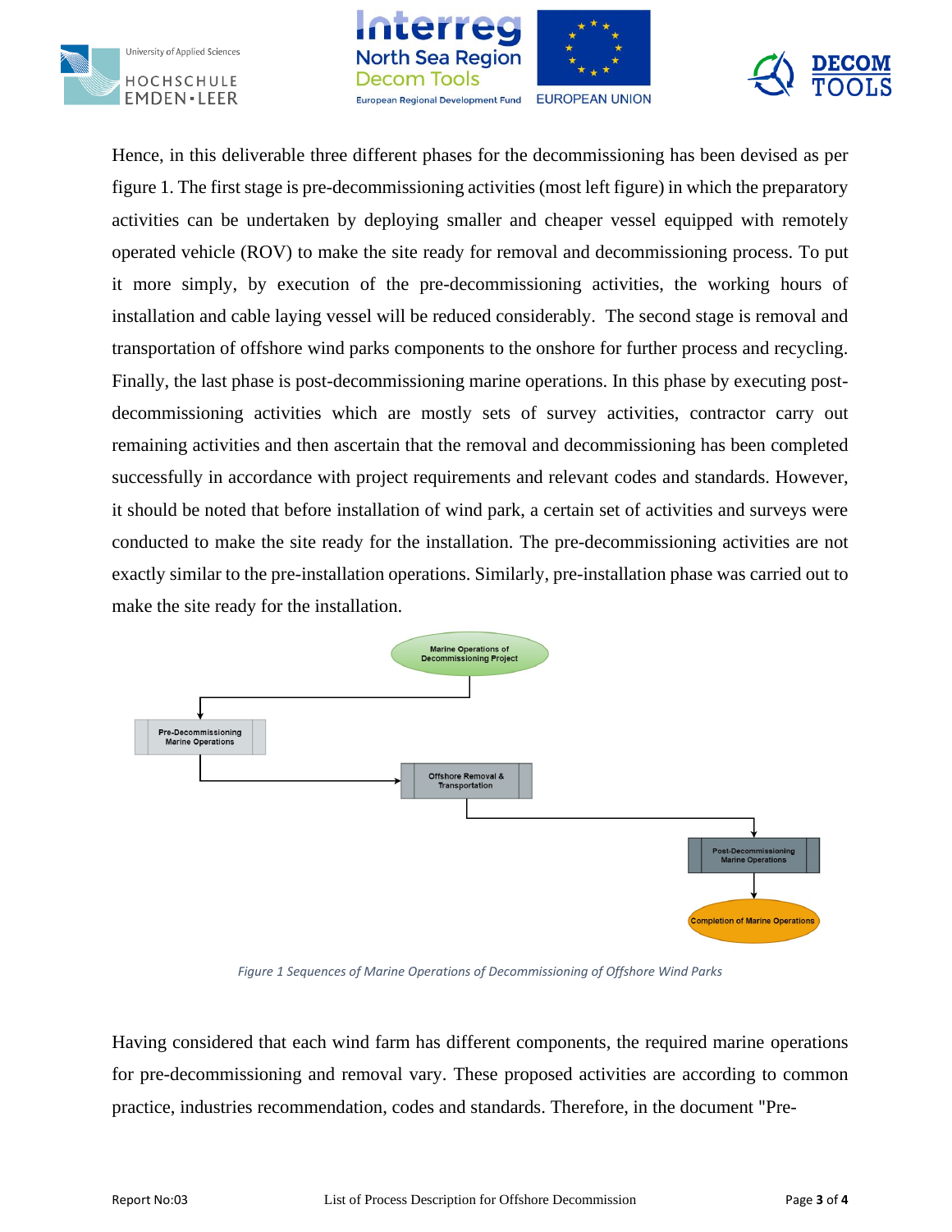Hence, in this deliverable three different phases for the decommissioning has been devised as per figure 1. The first stage is pre-decommissioning activities (most left figure) in which the preparatory activities can be undertaken by deploying smaller and cheaper vessel equipped with remotely operated vehicle (ROV) to make the site ready for removal and decommissioning process. To put it more simply, by execution of the pre-decommissioning activities, the working hours of installation and cable laying vessel will be reduced considerably. The second stage is removal and transportation of offshore wind parks components to the onshore for further process and recycling. Finally, the last phase is post-decommissioning marine operations. In this phase by executing post-decommissioning activities which are mostly sets of survey activities, contractor carry out remaining activities and then ascertain that the removal and decommissioning has been completed successfully in accordance with project requirements and relevant codes and standards. However, it should be noted that before installation of wind park, a certain set of activities and surveys were conducted to make the site ready for the installation. The pre-decommissioning activities are not exactly similar to the pre-installation operations. Similarly, pre-installation phase was carried out to make the site ready for the installation.

Marine Operations of Decommissioning Project → Pre-Decommissioning Marine Operations → Offshore Removal & Transportation → Post-Decommissioning Marine Operations → Completion of Marine Operations

*Figure 1 Sequences of Marine Operations of Decommissioning of Offshore Wind Parks*

Having considered that each wind farm has different components, the required marine operations for pre-decommissioning and removal vary. These proposed activities are according to common practice, industries recommendation, codes and standards. Therefore, in the document "Pre-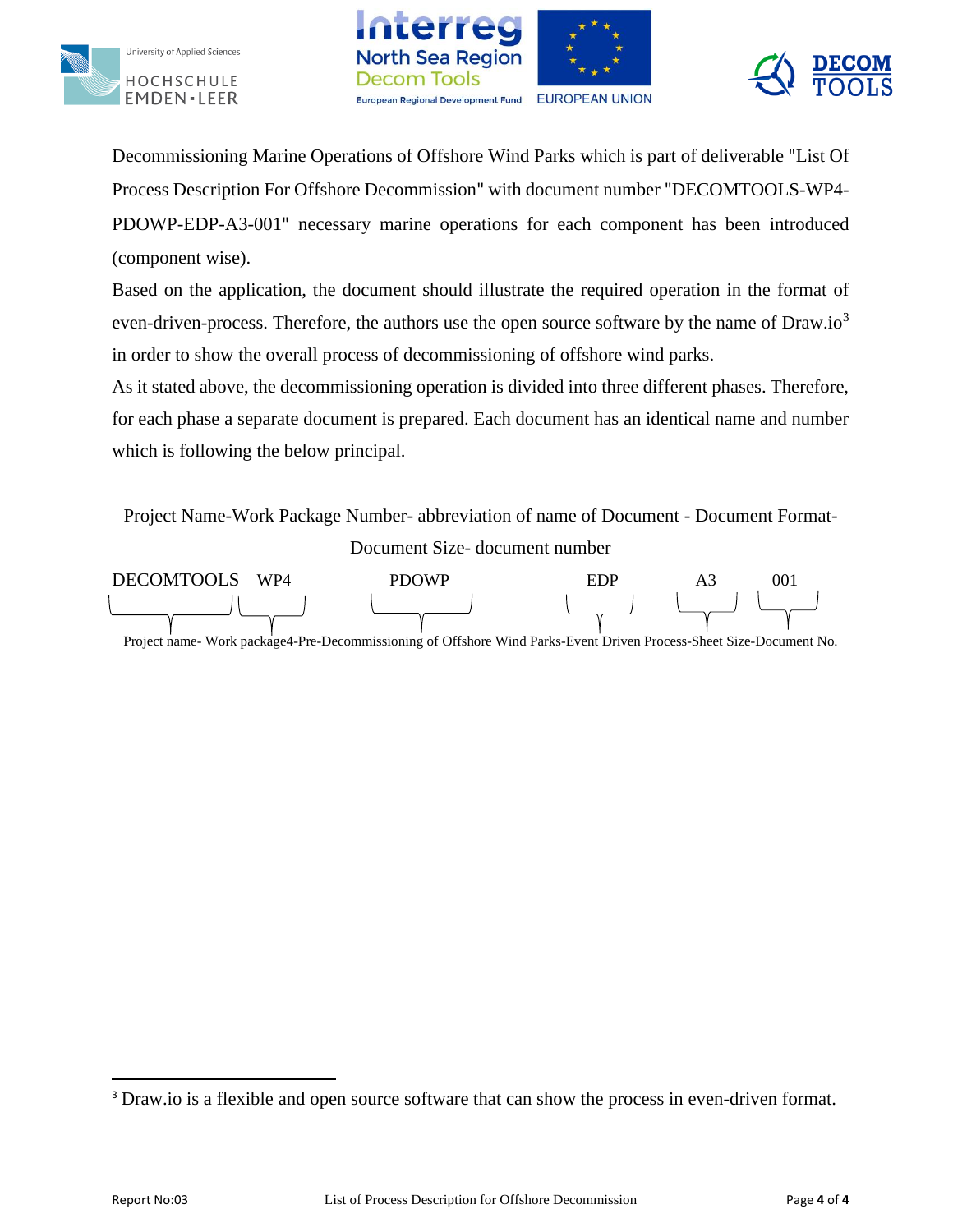Decommissioning Marine Operations of Offshore Wind Parks which is part of deliverable "List Of Process Description For Offshore Decommission" with document number "DECOMTOOLS-WP4-PDOWP-EDP-A3-001" necessary marine operations for each component has been introduced (component wise).

Based on the application, the document should illustrate the required operation in the format of even-driven-process. Therefore, the authors use the open source software by the name of Draw.io[3] in order to show the overall process of decommissioning of offshore wind parks.

As it stated above, the decommissioning operation is divided into three different phases. Therefore, for each phase a separate document is prepared. Each document has an identical name and number which is following the below principal.

Project Name-Work Package Number- abbreviation of name of Document - Document Format-Document Size- document number

| DECOMTOOLS | WP4 | PDOWP | EDP | A3 | 001 |
|---|---|---|---|---|---|
| Project name | Work package4 | Pre-Decommissioning of Offshore Wind Parks | Event Driven Process | Sheet Size | Document No. |

Project name- Work package4-Pre-Decommissioning of Offshore Wind Parks-Event Driven Process-Sheet Size-Document No.

---

[3] Draw.io is a flexible and open source software that can show the process in even-driven format.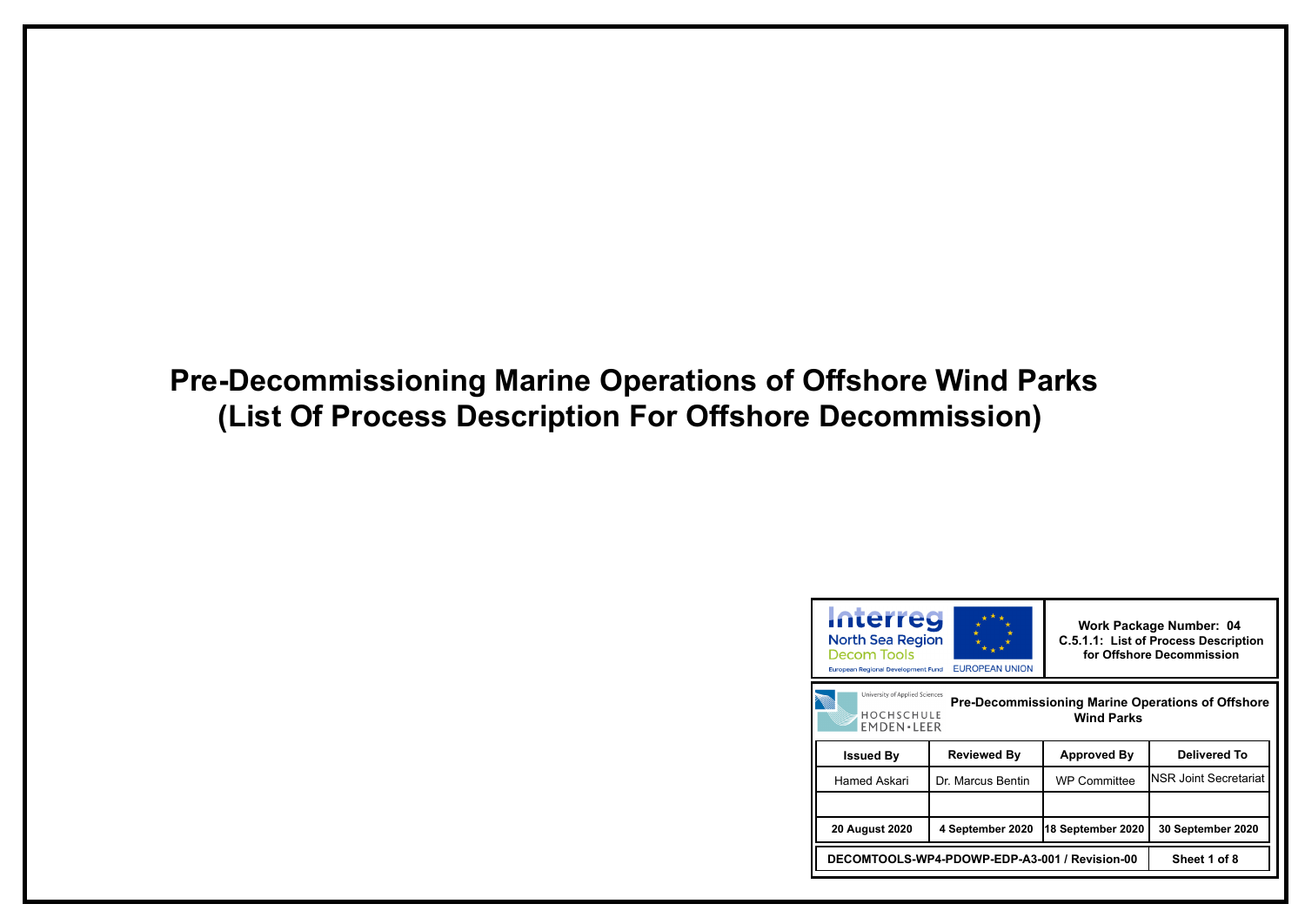# Pre-Decommissioning Marine Operations of Offshore Wind Parks (List Of Process Description For Offshore Decommission)

| Interreg North Sea Region Decom Tools — European Regional Development Fund — EUROPEAN UNION | | Work Package Number: 04<br>C.5.1.1: List of Process Description for Offshore Decommission | |
|---|---|---|---|
| University of Applied Sciences HOCHSCHULE EMDEN•LEER | | Pre-Decommissioning Marine Operations of Offshore Wind Parks | |
| **Issued By** | **Reviewed By** | **Approved By** | **Delivered To** |
| Hamed Askari | Dr. Marcus Bentin | WP Committee | NSR Joint Secretariat |
| | | | |
| **20 August 2020** | **4 September 2020** | **18 September 2020** | **30 September 2020** |
| **DECOMTOOLS-WP4-PDOWP-EDP-A3-001 / Revision-00** | | | **Sheet 1 of 8** |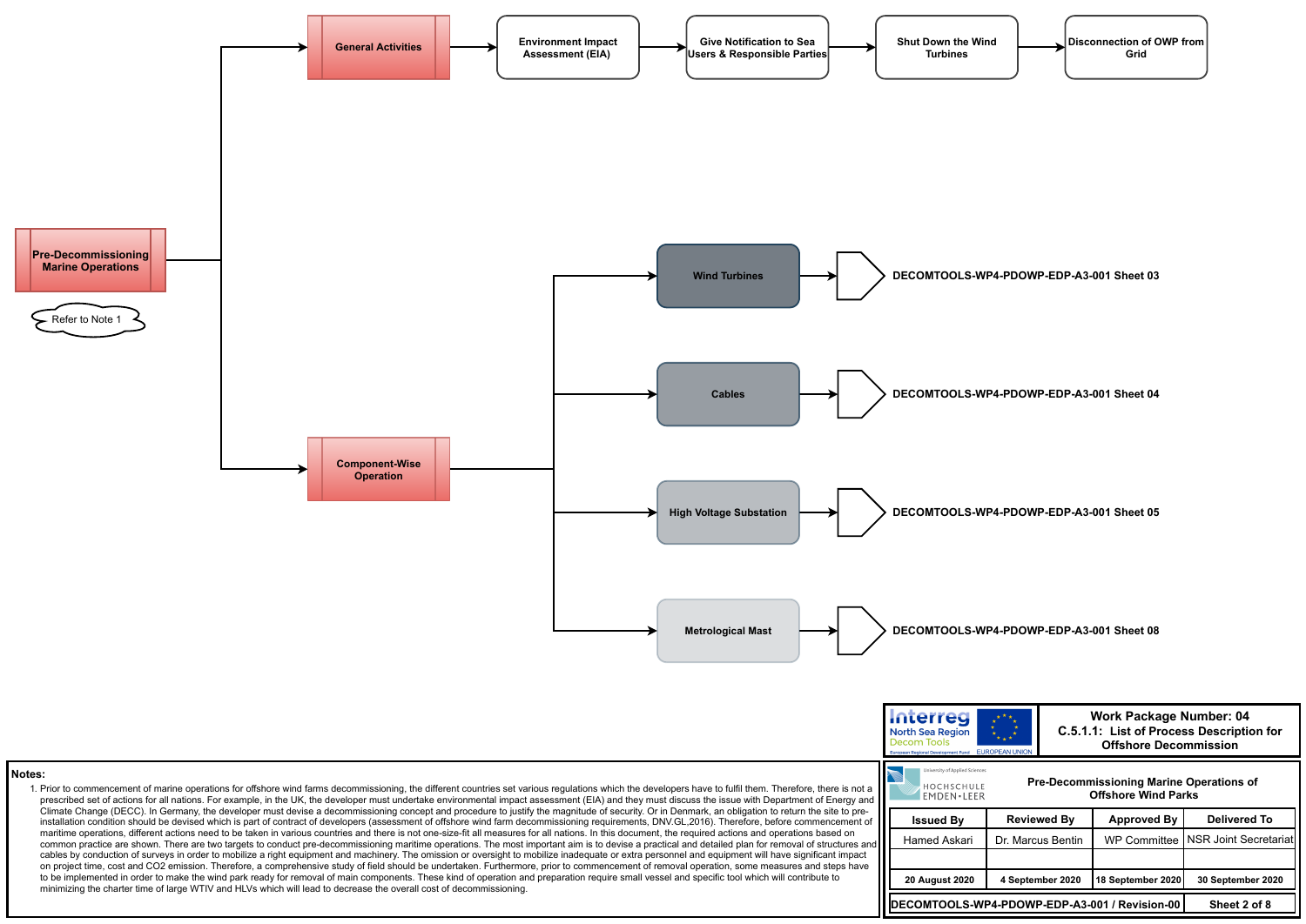**Pre-Decommissioning Marine Operations**

Refer to Note 1

- **General Activities** → Environment Impact Assessment (EIA) → Give Notification to Sea Users & Responsible Parties → Shut Down the Wind Turbines → Disconnection of OWP from Grid
- **Component-Wise Operation**
  - Wind Turbines → DECOMTOOLS-WP4-PDOWP-EDP-A3-001 Sheet 03
  - Cables → DECOMTOOLS-WP4-PDOWP-EDP-A3-001 Sheet 04
  - High Voltage Substation → DECOMTOOLS-WP4-PDOWP-EDP-A3-001 Sheet 05
  - Metrological Mast → DECOMTOOLS-WP4-PDOWP-EDP-A3-001 Sheet 08

**Notes:**

1. Prior to commencement of marine operations for offshore wind farms decommissioning, the different countries set various regulations which the developers have to fulfil them. Therefore, there is not a prescribed set of actions for all nations. For example, in the UK, the developer must undertake environmental impact assessment (EIA) and they must discuss the issue with Department of Energy and Climate Change (DECC). In Germany, the developer must devise a decommissioning concept and procedure to justify the magnitude of security. Or in Denmark, an obligation to return the site to pre-installation condition should be devised which is part of contract of developers (assessment of offshore wind farm decommissioning requirements, DNV.GL,2016). Therefore, before commencement of maritime operations, different actions need to be taken in various countries and there is not one-size-fit all measures for all nations. In this document, the required actions and operations based on common practice are shown. There are two targets to conduct pre-decommissioning maritime operations. The most important aim is to devise a practical and detailed plan for removal of structures and cables by conduction of surveys in order to mobilize a right equipment and machinery. The omission or oversight to mobilize inadequate or extra personnel and equipment will have significant impact on project time, cost and CO2 emission. Therefore, a comprehensive study of field should be undertaken. Furthermore, prior to commencement of removal operation, some measures and steps have to be implemented in order to make the wind park ready for removal of main components. These kind of operation and preparation require small vessel and specific tool which will contribute to minimizing the charter time of large WTIV and HLVs which will lead to decrease the overall cost of decommissioning.

Interreg North Sea Region Decom Tools — European Regional Development Fund — EUROPEAN UNION

**Work Package Number: 04**
**C.5.1.1: List of Process Description for Offshore Decommission**

University of Applied Sciences HOCHSCHULE EMDEN•LEER

**Pre-Decommissioning Marine Operations of Offshore Wind Parks**

| Issued By | Reviewed By | Approved By | Delivered To |
|---|---|---|---|
| Hamed Askari | Dr. Marcus Bentin | WP Committee | NSR Joint Secretariat |
| | | | |
| 20 August 2020 | 4 September 2020 | 18 September 2020 | 30 September 2020 |

DECOMTOOLS-WP4-PDOWP-EDP-A3-001 / Revision-00 — Sheet 2 of 8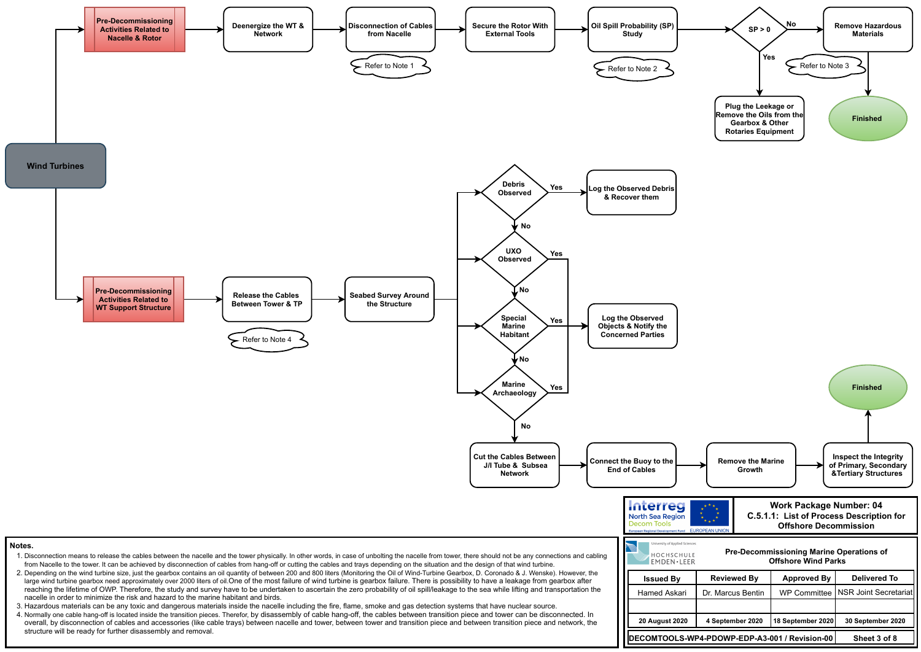Wind Turbines

**Pre-Decommissioning Activities Related to Nacelle & Rotor**

- Deenergize the WT & Network
- Disconnection of Cables from Nacelle (Refer to Note 1)
- Secure the Rotor With External Tools
- Oil Spill Probability (SP) Study (Refer to Note 2)
- SP > 0
  - Yes: Plug the Leakage or Remove the Oils from the Gearbox & Other Rotaries Equipment
  - No: Remove Hazardous Materials (Refer to Note 3) → Finished

**Pre-Decommissioning Activities Related to WT Support Structure**

- Release the Cables Between Tower & TP (Refer to Note 4)
- Seabed Survey Around the Structure
- Debris Observed
  - Yes: Log the Observed Debris & Recover them
  - No: UXO Observed
- UXO Observed
  - Yes: Log the Observed Objects & Notify the Concerned Parties
  - No: Special Marine Habitant
- Special Marine Habitant
  - Yes: Log the Observed Objects & Notify the Concerned Parties
  - No: Marine Archaeology
- Marine Archaeology
  - Yes: Log the Observed Objects & Notify the Concerned Parties
  - No: Cut the Cables Between J/I Tube & Subsea Network
- Connect the Buoy to the End of Cables
- Remove the Marine Growth
- Inspect the Integrity of Primary, Secondary &Tertiary Structures
- Finished

**Notes.**

1. Disconnection means to release the cables between the nacelle and the tower physically. In other words, in case of unbolting the nacelle from tower, there should not be any connections and cabling from Nacelle to the tower. It can be achieved by disconnection of cables from hang-off or cutting the cables and trays depending on the situation and the design of that wind turbine.
2. Depending on the wind turbine size, just the gearbox contains an oil quantity of between 200 and 800 liters (Monitoring the Oil of Wind-Turbine Gearbox, D. Coronado & J. Wenske). However, the large wind turbine gearbox need approximately over 2000 liters of oil.One of the most failure of wind turbine is gearbox failure. There is possibility to have a leakage from gearbox after reaching the lifetime of OWP. Therefore, the study and survey have to be undertaken to ascertain the zero probability of oil spill/leakage to the sea while lifting and transportation the nacelle in order to minimize the risk and hazard to the marine habitant and birds.
3. Hazardous materials can be any toxic and dangerous materials inside the nacelle including the fire, flame, smoke and gas detection systems that have nuclear source.
4. Normally one cable hang-off is located inside the transition pieces. Therefor, by disassembly of cable hang-off, the cables between transition piece and tower can be disconnected. In overall, by disconnection of cables and accessories (like cable trays) between nacelle and tower, between tower and transition piece and between transition piece and network, the structure will be ready for further disassembly and removal.

Interreg North Sea Region Decom Tools — European Regional Development Fund — EUROPEAN UNION

**Work Package Number: 04**
**C.5.1.1: List of Process Description for Offshore Decommission**

University of Applied Sciences HOCHSCHULE EMDEN·LEER

**Pre-Decommissioning Marine Operations of Offshore Wind Parks**

| Issued By | Reviewed By | Approved By | Delivered To |
|---|---|---|---|
| Hamed Askari | Dr. Marcus Bentin | WP Committee | NSR Joint Secretariat |
| | | | |
| 20 August 2020 | 4 September 2020 | 18 September 2020 | 30 September 2020 |

DECOMTOOLS-WP4-PDOWP-EDP-A3-001 / Revision-00 — Sheet 3 of 8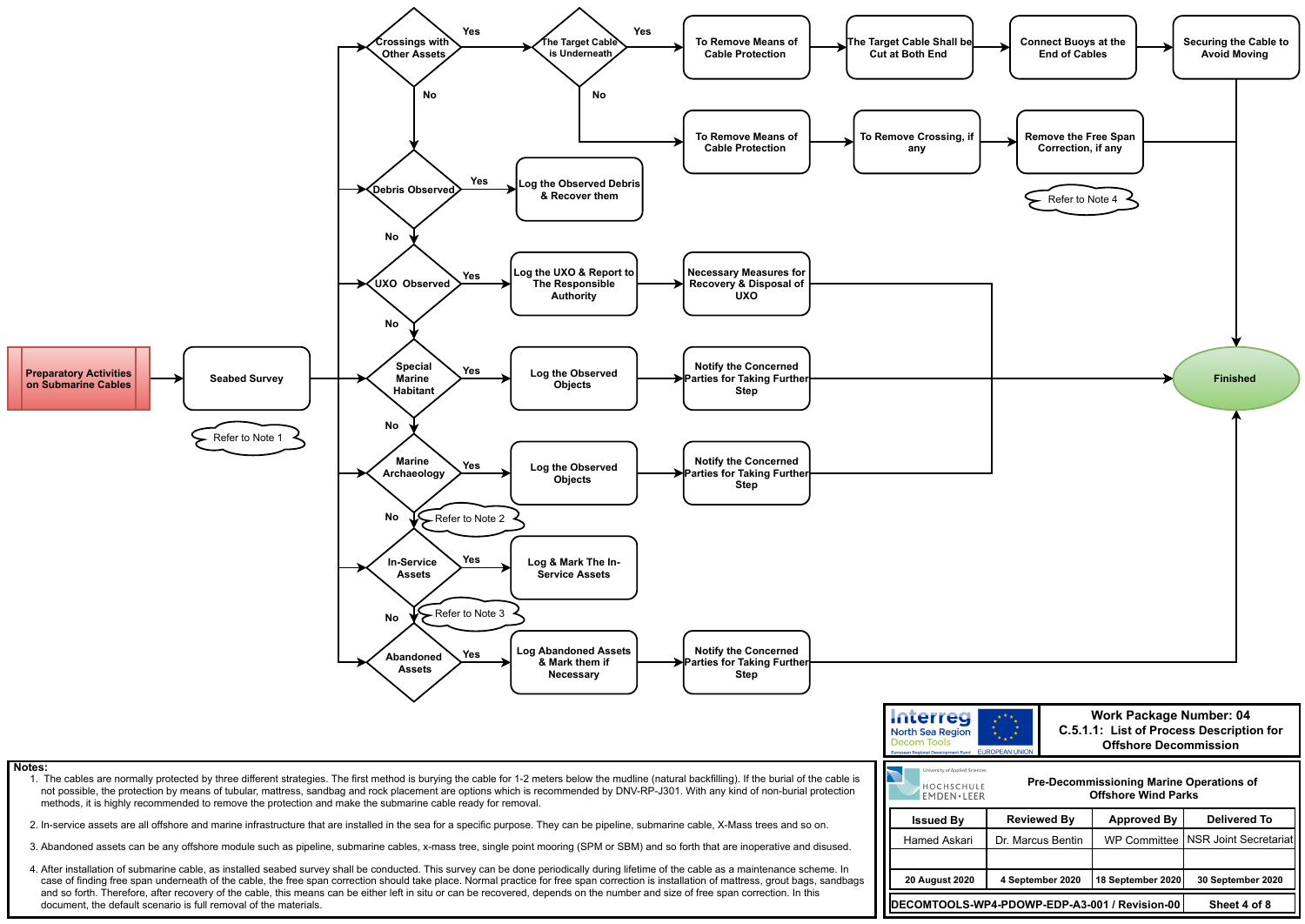Preparatory Activities on Submarine Cables → Seabed Survey (Refer to Note 1)

- Crossings with Other Assets?
  - Yes → The Target Cable is Underneath?
    - Yes → To Remove Means of Cable Protection → The Target Cable Shall be Cut at Both End → Connect Buoys at the End of Cables → Securing the Cable to Avoid Moving → Finished
    - No → To Remove Means of Cable Protection → To Remove Crossing, if any → Remove the Free Span Correction, if any (Refer to Note 4) → Finished
  - No → Debris Observed
- Debris Observed?
  - Yes → Log the Observed Debris & Recover them
  - No → UXO Observed
- UXO Observed?
  - Yes → Log the UXO & Report to The Responsible Authority → Necessary Measures for Recovery & Disposal of UXO → Finished
  - No → Special Marine Habitant
- Special Marine Habitant?
  - Yes → Log the Observed Objects → Notify the Concerned Parties for Taking Further Step → Finished
  - No → Marine Archaeology
- Marine Archaeology?
  - Yes → Log the Observed Objects → Notify the Concerned Parties for Taking Further Step → Finished
  - No (Refer to Note 2) → In-Service Assets
- In-Service Assets?
  - Yes → Log & Mark The In-Service Assets
  - No (Refer to Note 3) → Abandoned Assets
- Abandoned Assets?
  - Yes → Log Abandoned Assets & Mark them if Necessary → Notify the Concerned Parties for Taking Further Step → Finished

**Notes:**

1. The cables are normally protected by three different strategies. The first method is burying the cable for 1-2 meters below the mudline (natural backfilling). If the burial of the cable is not possible, the protection by means of tubular, mattress, sandbag and rock placement are options which is recommended by DNV-RP-J301. With any kind of non-burial protection methods, it is highly recommended to remove the protection and make the submarine cable ready for removal.
2. In-service assets are all offshore and marine infrastructure that are installed in the sea for a specific purpose. They can be pipeline, submarine cable, X-Mass trees and so on.
3. Abandoned assets can be any offshore module such as pipeline, submarine cables, x-mass tree, single point mooring (SPM or SBM) and so forth that are inoperative and disused.
4. After installation of submarine cable, as installed seabed survey shall be conducted. This survey can be done periodically during lifetime of the cable as a maintenance scheme. In case of finding free span underneath of the cable, the free span correction should take place. Normal practice for free span correction is installation of mattress, grout bags, sandbags and so forth. Therefore, after recovery of the cable, this means can be either left in situ or can be recovered, depends on the number and size of free span correction. In this document, the default scenario is full removal of the materials.

Interreg North Sea Region Decom Tools — European Regional Development Fund — EUROPEAN UNION

**Work Package Number: 04**
**C.5.1.1: List of Process Description for Offshore Decommission**

University of Applied Sciences — HOCHSCHULE EMDEN•LEER

**Pre-Decommissioning Marine Operations of Offshore Wind Parks**

| Issued By | Reviewed By | Approved By | Delivered To |
| --- | --- | --- | --- |
| Hamed Askari | Dr. Marcus Bentin | WP Committee | NSR Joint Secretariat |
| | | | |
| 20 August 2020 | 4 September 2020 | 18 September 2020 | 30 September 2020 |

**DECOMTOOLS-WP4-PDOWP-EDP-A3-001 / Revision-00** — **Sheet 4 of 8**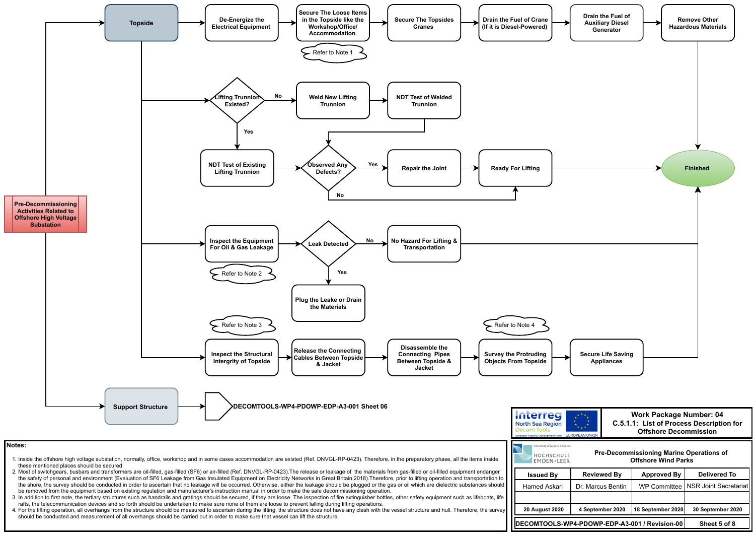**Pre-Decommissioning Activities Related to Offshore High Voltage Substation**

**Topside**

- De-Energize the Electrical Equipment → Secure The Loose Items in the Topside like the Workshop/Office/ Accommodation (Refer to Note 1) → Secure The Topsides Cranes → Drain the Fuel of Crane (If it is Diesel-Powered) → Drain the Fuel of Auxiliary Diesel Generator → Remove Other Hazardous Materials → Finished
- Lifting Trunnion Existed?
  - No → Weld New Lifting Trunnion → NDT Test of Welded Trunnion → Observed Any Defects?
  - Yes → NDT Test of Existing Lifting Trunnion → Observed Any Defects?
  - Observed Any Defects? Yes → Repair the Joint → Ready For Lifting → Finished
  - Observed Any Defects? No → Ready For Lifting
- Inspect the Equipment For Oil & Gas Leakage (Refer to Note 2) → Leak Detected
  - No → No Hazard For Lifting & Transportation → Finished
  - Yes → Plug the Leake or Drain the Materials
- Inspect the Structural Intergrity of Topside (Refer to Note 3) → Release the Connecting Cables Between Topside & Jacket → Disassemble the Connecting Pipes Between Topside & Jacket → Survey the Protruding Objects From Topside (Refer to Note 4) → Secure Life Saving Appliances → Finished

**Support Structure** → DECOMTOOLS-WP4-PDOWP-EDP-A3-001 Sheet 06

**Notes:**

1. Inside the offshore high voltage substation, normally, office, workshop and in some cases accommodation are existed (Ref. DNVGL-RP-0423). Therefore, in the preparatory phase, all the items inside these mentioned places should be secured.
2. Most of switchgears, busbars and transformers are oil-filled, gas-filled (SF6) or air-filled (Ref. DNVGL-RP-0423).The release or leakage of the materials from gas-filled or oil-filled equipment endanger the safety of personnel and environment (Evaluation of SF6 Leakage from Gas Insulated Equipment on Electricity Networks in Great Britain,2018).Therefore, prior to lifting operation and transportation to the shore, the survey should be conducted in order to ascertain that no leakage will be occurred. Otherwise, either the leakage should be plugged or the gas or oil which are dielectric substances should be removed from the equipment based on existing regulation and manufacturer's instruction manual in order to make the safe decommissioning operation.
3. In addition to first note, the tertiary structures such as handrails and gratings should be secured, if they are loose. The inspection of fire extinguisher bottles, other safety equipment such as lifeboats, life rafts, the telecommunication devices and so forth should be undertaken to make sure none of them are loose to prevent falling during lifting operations.
4. For the lifting operation, all overhangs from the structure should be measured to ascertain during the lifting, the structure does not have any clash with the vessel structure and hull. Therefore, the survey should be conducted and measurement of all overhangs should be carried out in order to make sure that vessel can lift the structure.

Interreg North Sea Region Decom Tools — European Regional Development Fund — EUROPEAN UNION

Work Package Number: 04
C.5.1.1: List of Process Description for Offshore Decommission

Hochschule Emden·Leer — University of Applied Sciences

Pre-Decommissioning Marine Operations of Offshore Wind Parks

| Issued By | Reviewed By | Approved By | Delivered To |
|---|---|---|---|
| Hamed Askari | Dr. Marcus Bentin | WP Committee | NSR Joint Secretariat |
| | | | |
| 20 August 2020 | 4 September 2020 | 18 September 2020 | 30 September 2020 |

DECOMTOOLS-WP4-PDOWP-EDP-A3-001 / Revision-00 — Sheet 5 of 8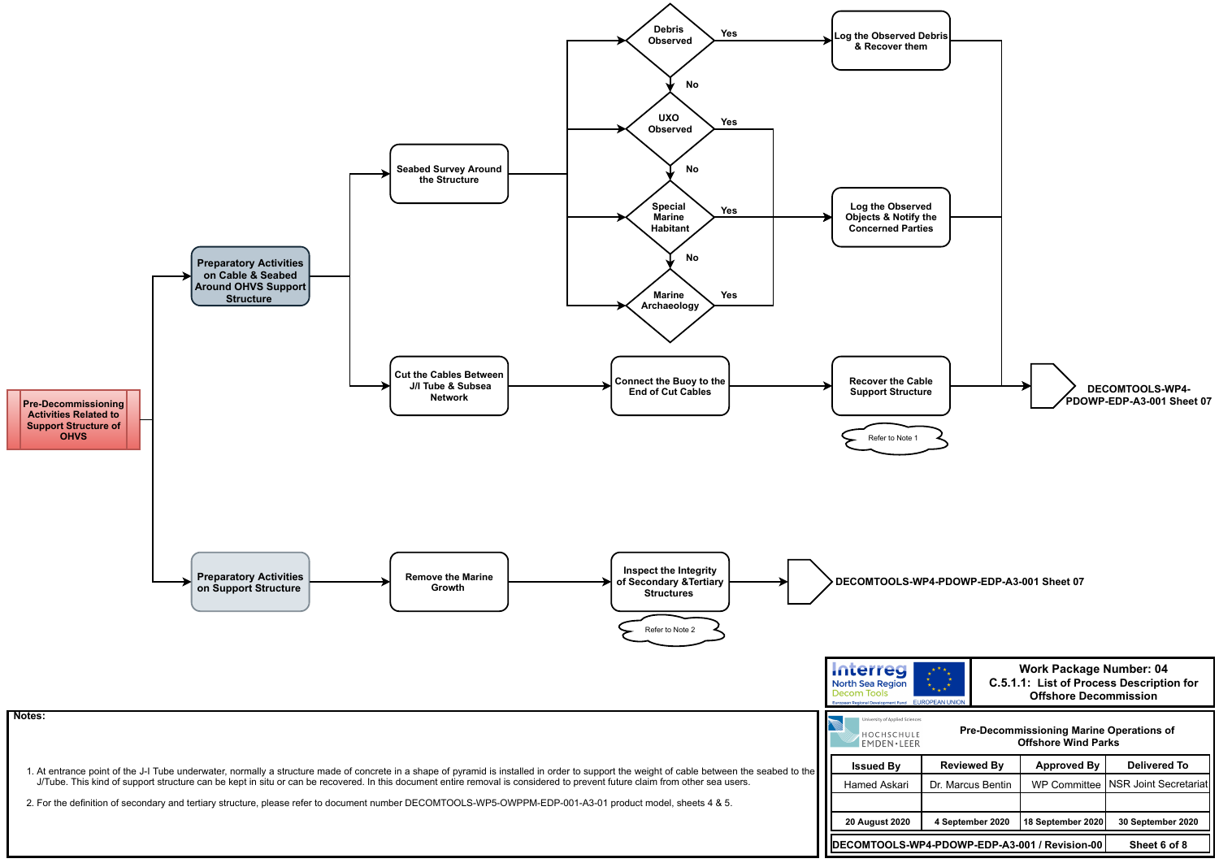Pre-Decommissioning Activities Related to Support Structure of OHVS

Preparatory Activities on Cable & Seabed Around OHVS Support Structure

Seabed Survey Around the Structure

Debris Observed — Yes → Log the Observed Debris & Recover them; No →

UXO Observed — Yes; No →

Special Marine Habitant — Yes → Log the Observed Objects & Notify the Concerned Parties; No →

Marine Archaeology — Yes

Cut the Cables Between J/I Tube & Subsea Network → Connect the Buoy to the End of Cut Cables → Recover the Cable Support Structure (Refer to Note 1) → DECOMTOOLS-WP4-PDOWP-EDP-A3-001 Sheet 07

Preparatory Activities on Support Structure → Remove the Marine Growth → Inspect the Integrity of Secondary &Tertiary Structures (Refer to Note 2) → DECOMTOOLS-WP4-PDOWP-EDP-A3-001 Sheet 07

**Notes:**

1. At entrance point of the J-I Tube underwater, normally a structure made of concrete in a shape of pyramid is installed in order to support the weight of cable between the seabed to the J/Tube. This kind of support structure can be kept in situ or can be recovered. In this document entire removal is considered to prevent future claim from other sea users.
2. For the definition of secondary and tertiary structure, please refer to document number DECOMTOOLS-WP5-OWPPM-EDP-001-A3-01 product model, sheets 4 & 5.

Interreg North Sea Region Decom Tools — European Regional Development Fund — EUROPEAN UNION

**Work Package Number: 04**
**C.5.1.1: List of Process Description for Offshore Decommission**

University of Applied Sciences HOCHSCHULE EMDEN•LEER

**Pre-Decommissioning Marine Operations of Offshore Wind Parks**

| Issued By | Reviewed By | Approved By | Delivered To |
|---|---|---|---|
| Hamed Askari | Dr. Marcus Bentin | WP Committee | NSR Joint Secretariat |
| | | | |
| 20 August 2020 | 4 September 2020 | 18 September 2020 | 30 September 2020 |

DECOMTOOLS-WP4-PDOWP-EDP-A3-001 / Revision-00 — Sheet 6 of 8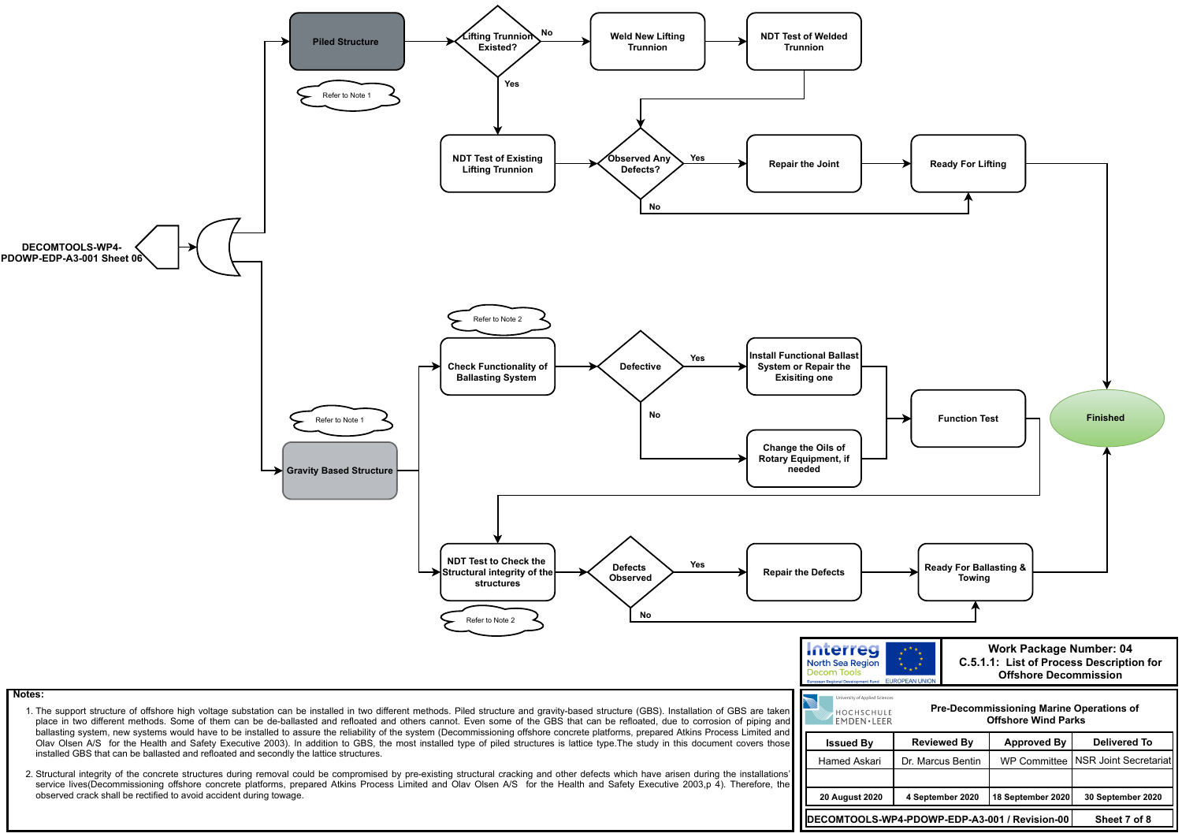DECOMTOOLS-WP4-PDOWP-EDP-A3-001 Sheet 06

Piled Structure

Refer to Note 1

Lifting Trunnion Existed?

No

Weld New Lifting Trunnion

NDT Test of Welded Trunnion

Yes

NDT Test of Existing Lifting Trunnion

Observed Any Defects?

Yes

Repair the Joint

Ready For Lifting

No

Gravity Based Structure

Refer to Note 1

Check Functionality of Ballasting System

Refer to Note 2

Defective

Yes

Install Functional Ballast System or Repair the Exisiting one

No

Change the Oils of Rotary Equipment, if needed

Function Test

Finished

NDT Test to Check the Structural integrity of the structures

Refer to Note 2

Defects Observed

Yes

Repair the Defects

Ready For Ballasting & Towing

No

**Notes:**

1. The support structure of offshore high voltage substation can be installed in two different methods. Piled structure and gravity-based structure (GBS). Installation of GBS are taken place in two different methods. Some of them can be de-ballasted and refloated and others cannot. Even some of the GBS that can be refloated, due to corrosion of piping and ballasting system, new systems would have to be installed to assure the reliability of the system (Decommissioning offshore concrete platforms, prepared Atkins Process Limited and Olav Olsen A/S for the Health and Safety Executive 2003). In addition to GBS, the most installed type of piled structures is lattice type.The study in this document covers those installed GBS that can be ballasted and refloated and secondly the lattice structures.
2. Structural integrity of the concrete structures during removal could be compromised by pre-existing structural cracking and other defects which have arisen during the installations' service lives(Decommissioning offshore concrete platforms, prepared Atkins Process Limited and Olav Olsen A/S for the Health and Safety Executive 2003,p 4). Therefore, the observed crack shall be rectified to avoid accident during towage.

Interreg North Sea Region Decom Tools — European Regional Development Fund — EUROPEAN UNION

**Work Package Number: 04**
**C.5.1.1: List of Process Description for Offshore Decommission**

Hochschule Emden·Leer — University of Applied Sciences

**Pre-Decommissioning Marine Operations of Offshore Wind Parks**

| Issued By | Reviewed By | Approved By | Delivered To |
|---|---|---|---|
| Hamed Askari | Dr. Marcus Bentin | WP Committee | NSR Joint Secretariat |
| | | | |
| 20 August 2020 | 4 September 2020 | 18 September 2020 | 30 September 2020 |

DECOMTOOLS-WP4-PDOWP-EDP-A3-001 / Revision-00 — Sheet 7 of 8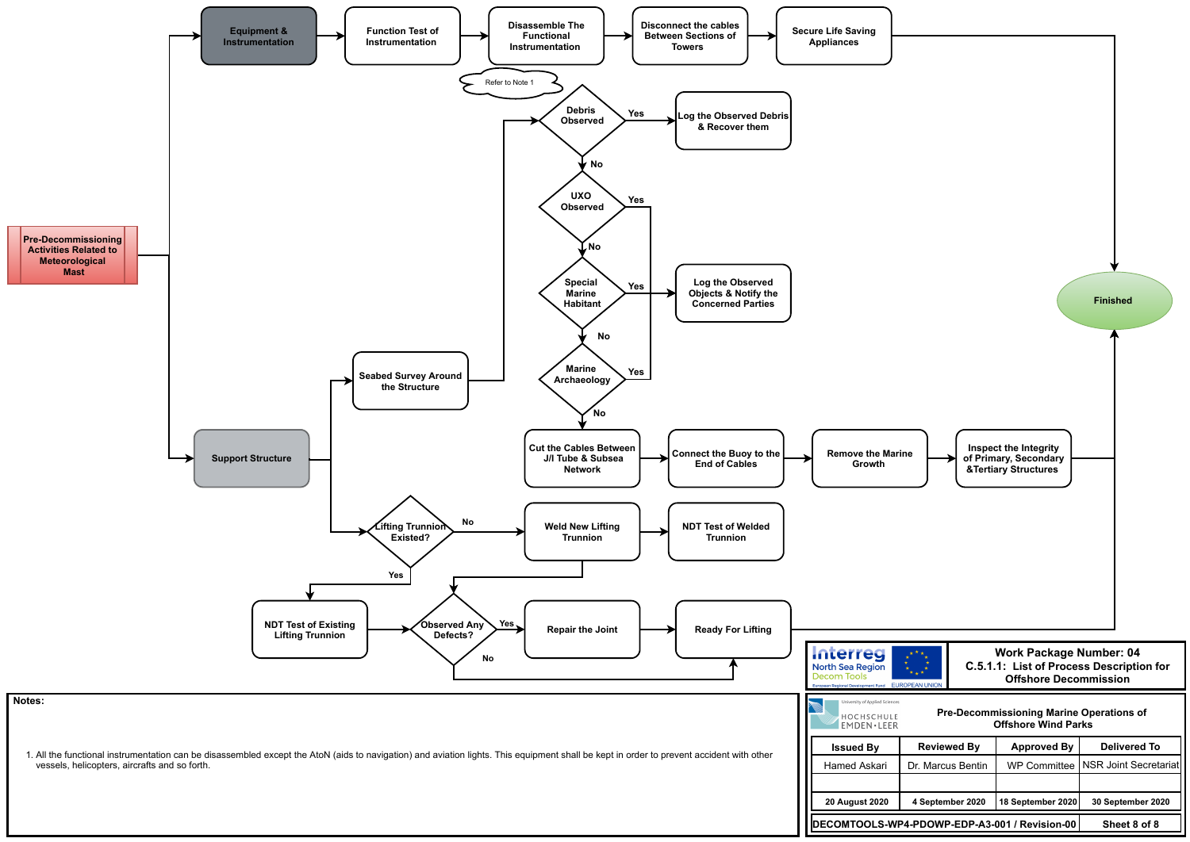Pre-Decommissioning Activities Related to Meteorological Mast

Equipment & Instrumentation

Function Test of Instrumentation

Disassemble The Functional Instrumentation

Refer to Note 1

Disconnect the cables Between Sections of Towers

Secure Life Saving Appliances

Finished

Support Structure

Seabed Survey Around the Structure

Debris Observed

Yes

Log the Observed Debris & Recover them

No

UXO Observed

Yes

No

Special Marine Habitant

Yes

Log the Observed Objects & Notify the Concerned Parties

No

Marine Archaeology

Yes

No

Cut the Cables Between J/I Tube & Subsea Network

Connect the Buoy to the End of Cables

Remove the Marine Growth

Inspect the Integrity of Primary, Secondary &Tertiary Structures

Lifting Trunnion Existed?

No

Weld New Lifting Trunnion

NDT Test of Welded Trunnion

Yes

NDT Test of Existing Lifting Trunnion

Observed Any Defects?

Yes

Repair the Joint

Ready For Lifting

No

**Notes:**

1. All the functional instrumentation can be disassembled except the AtoN (aids to navigation) and aviation lights. This equipment shall be kept in order to prevent accident with other vessels, helicopters, aircrafts and so forth.

Interreg North Sea Region Decom Tools — European Regional Development Fund — EUROPEAN UNION

**Work Package Number: 04**
**C.5.1.1: List of Process Description for Offshore Decommission**

University of Applied Sciences HOCHSCHULE EMDEN·LEER

**Pre-Decommissioning Marine Operations of Offshore Wind Parks**

| Issued By | Reviewed By | Approved By | Delivered To |
|---|---|---|---|
| Hamed Askari | Dr. Marcus Bentin | WP Committee | NSR Joint Secretariat |
| | | | |
| 20 August 2020 | 4 September 2020 | 18 September 2020 | 30 September 2020 |

DECOMTOOLS-WP4-PDOWP-EDP-A3-001 / Revision-00 — Sheet 8 of 8